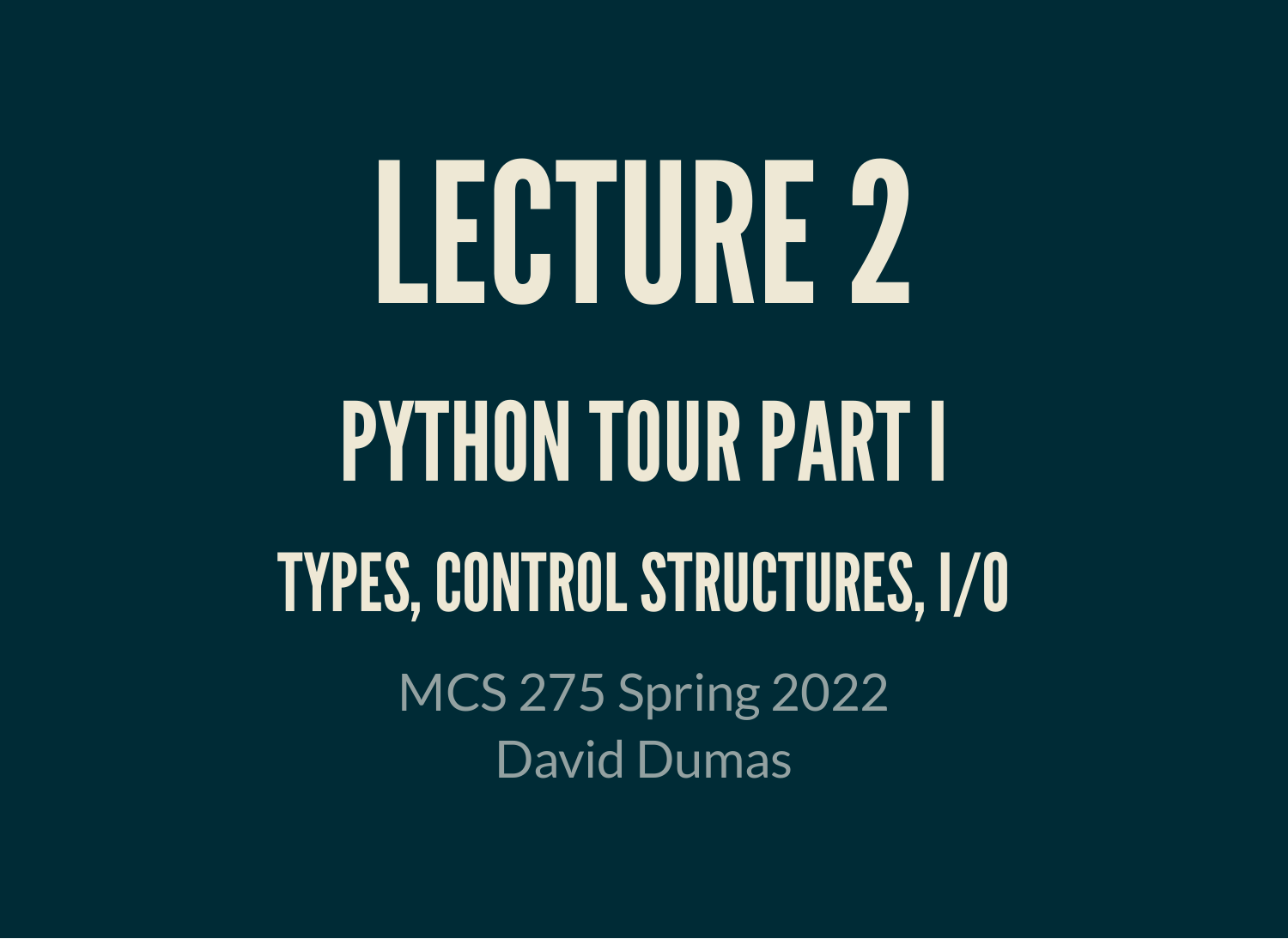# LECTURE 2

## PYTHON TOUR PART I

### TYPES, CONTROL STRUCTURES, I/O

MCS 275 Spring 2022
David Dumas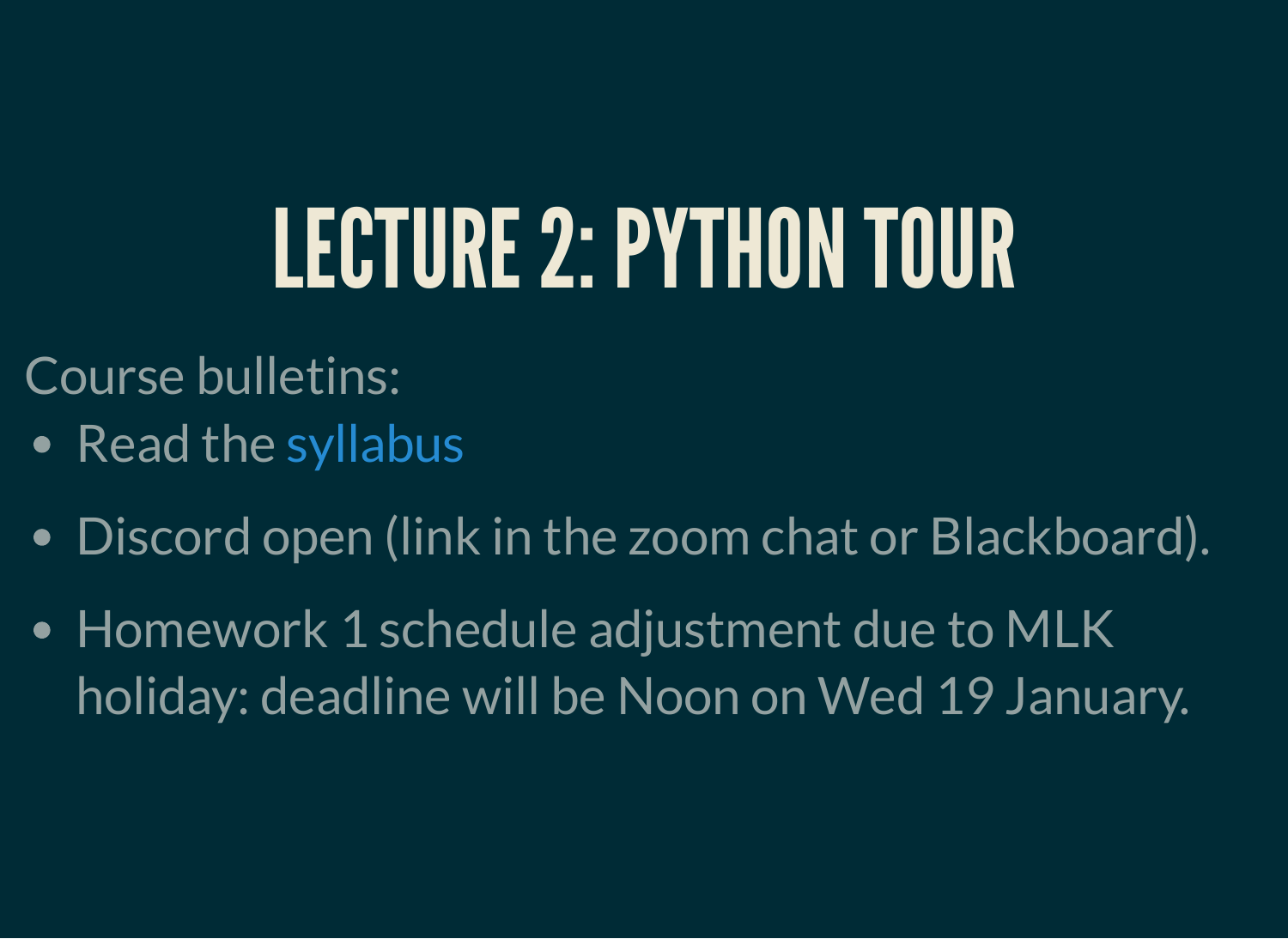# LECTURE 2: PYTHON TOUR

Course bulletins:

- Read the syllabus
- Discord open (link in the zoom chat or Blackboard).
- Homework 1 schedule adjustment due to MLK holiday: deadline will be Noon on Wed 19 January.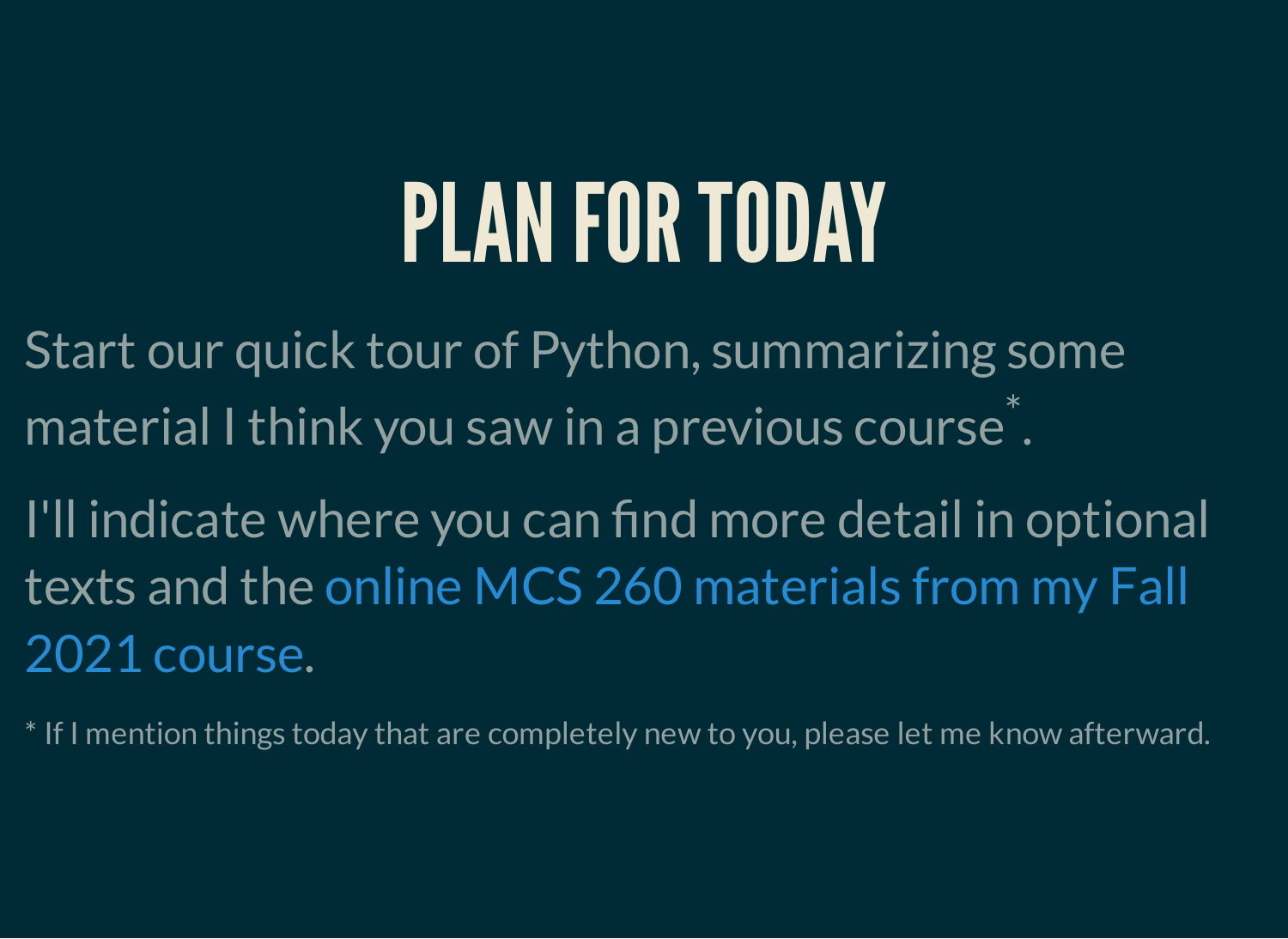# PLAN FOR TODAY

Start our quick tour of Python, summarizing some material I think you saw in a previous course*.

I'll indicate where you can find more detail in optional texts and the online MCS 260 materials from my Fall 2021 course.

* If I mention things today that are completely new to you, please let me know afterward.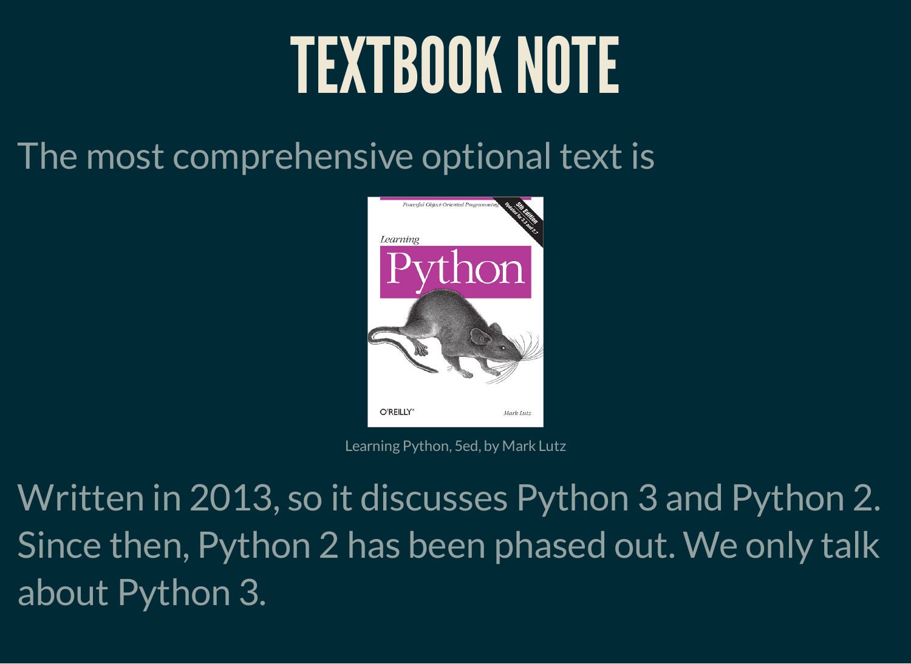# TEXTBOOK NOTE

The most comprehensive optional text is

Learning Python, 5ed, by Mark Lutz

Written in 2013, so it discusses Python 3 and Python 2. Since then, Python 2 has been phased out. We only talk about Python 3.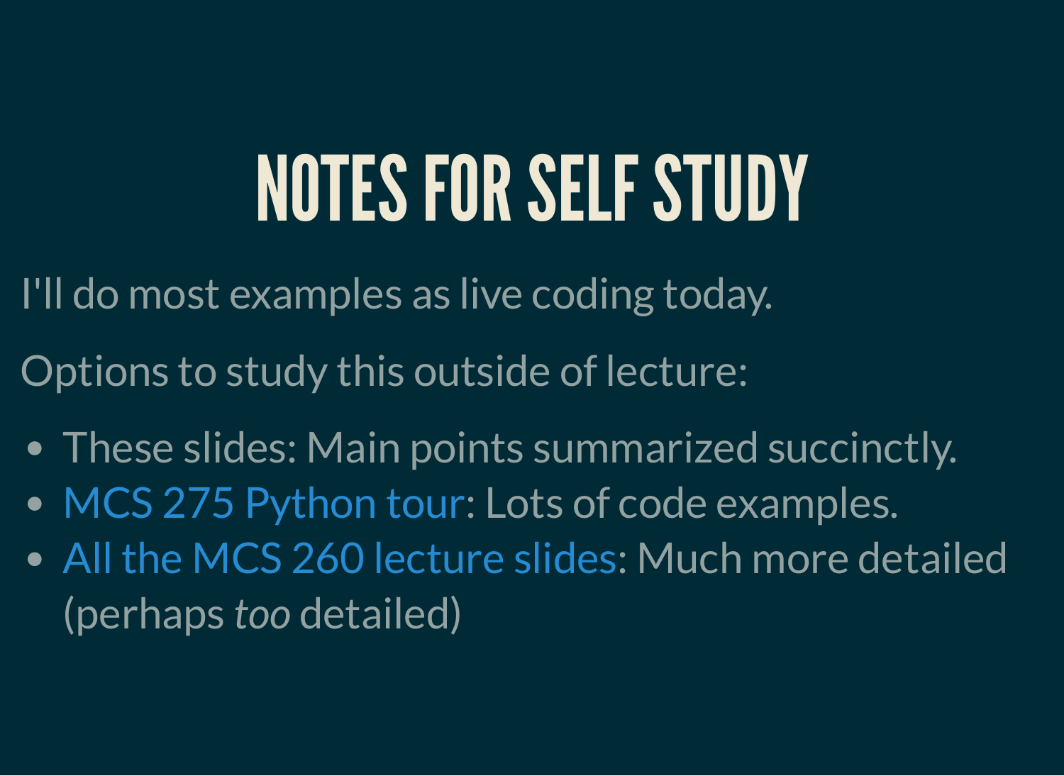# NOTES FOR SELF STUDY

I'll do most examples as live coding today.

Options to study this outside of lecture:

- These slides: Main points summarized succinctly.
- MCS 275 Python tour: Lots of code examples.
- All the MCS 260 lecture slides: Much more detailed (perhaps *too* detailed)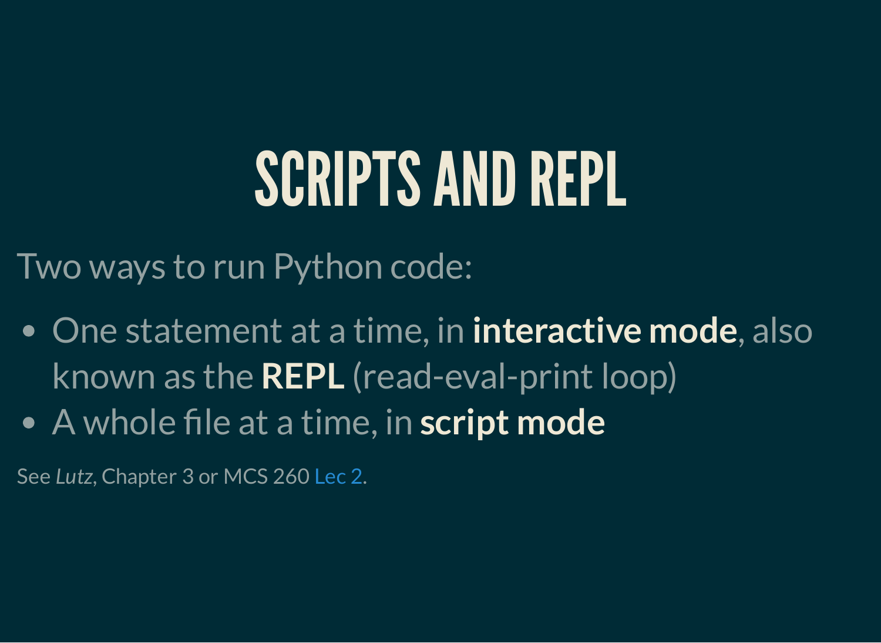# SCRIPTS AND REPL

Two ways to run Python code:

- One statement at a time, in **interactive mode**, also known as the **REPL** (read-eval-print loop)
- A whole file at a time, in **script mode**

See *Lutz*, Chapter 3 or MCS 260 Lec 2.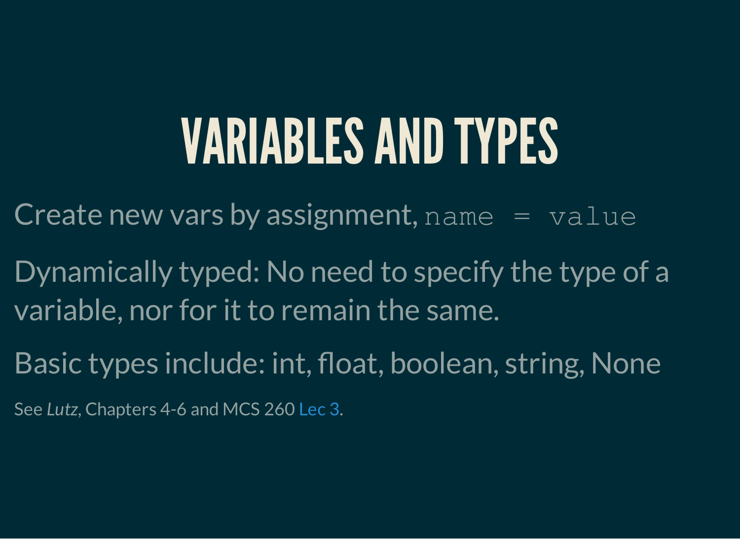# VARIABLES AND TYPES

Create new vars by assignment, `name = value`

Dynamically typed: No need to specify the type of a variable, nor for it to remain the same.

Basic types include: int, float, boolean, string, None

See *Lutz*, Chapters 4-6 and MCS 260 Lec 3.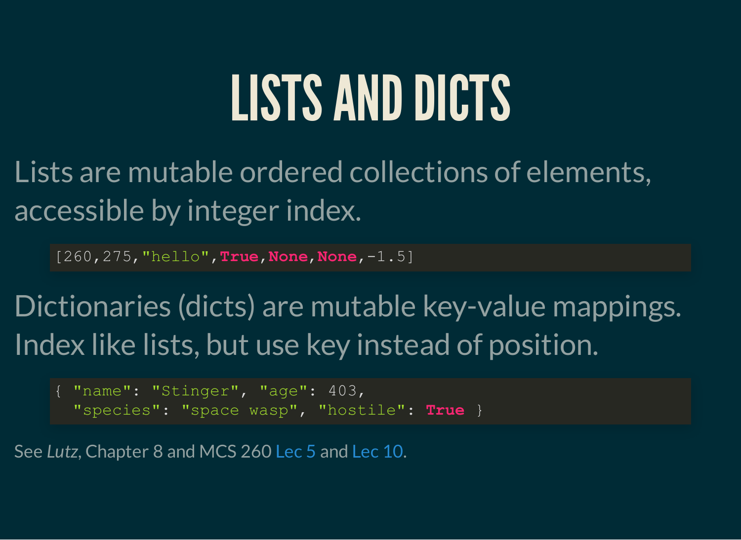# LISTS AND DICTS

Lists are mutable ordered collections of elements, accessible by integer index.

```
[260,275,"hello",True,None,None,-1.5]
```

Dictionaries (dicts) are mutable key-value mappings. Index like lists, but use key instead of position.

```
{ "name": "Stinger", "age": 403,
  "species": "space wasp", "hostile": True }
```

See *Lutz*, Chapter 8 and MCS 260 Lec 5 and Lec 10.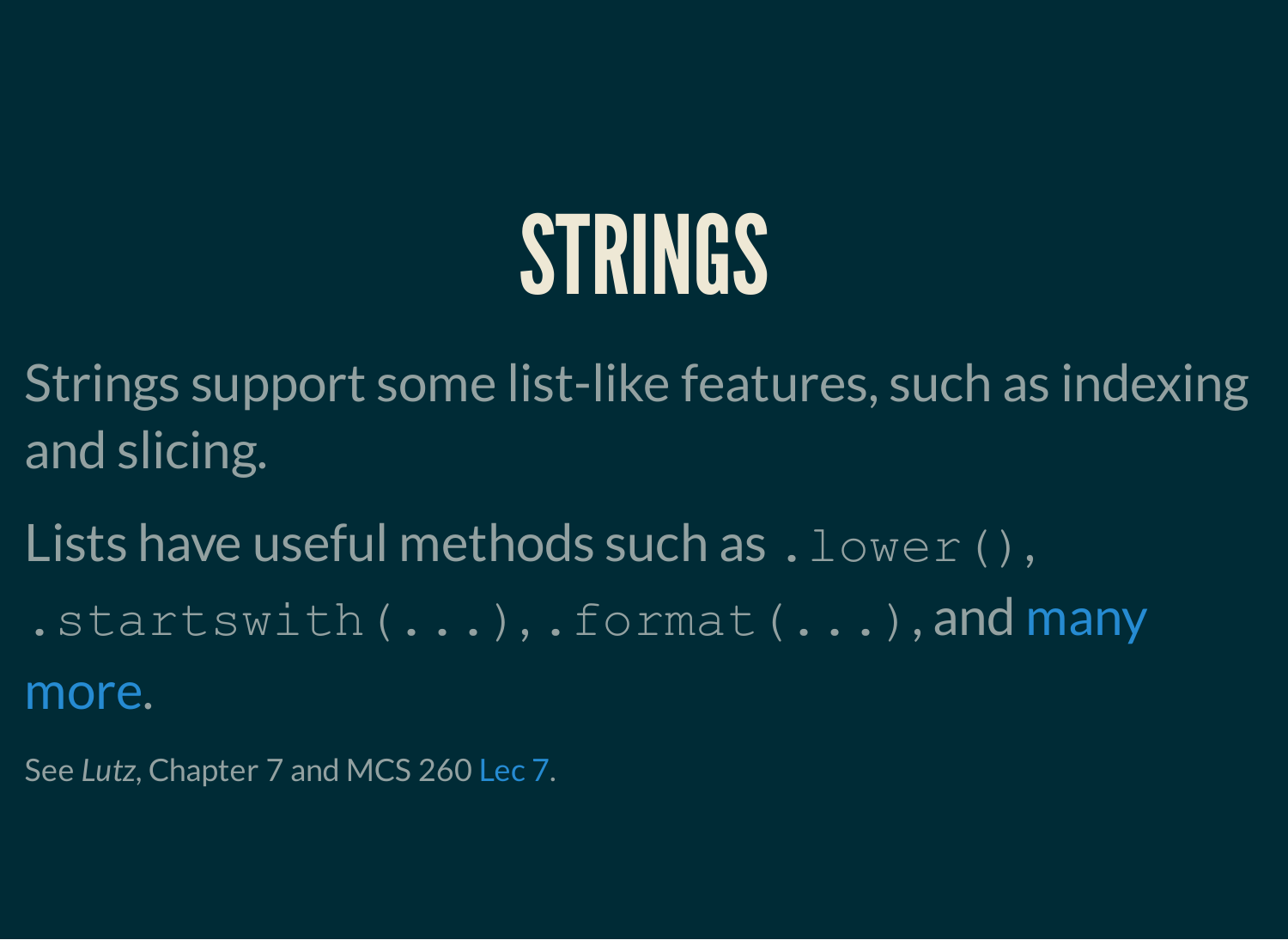# STRINGS

Strings support some list-like features, such as indexing and slicing.

Lists have useful methods such as `.lower()`, `.startswith(...)`, `.format(...)`, and many more.

See *Lutz*, Chapter 7 and MCS 260 Lec 7.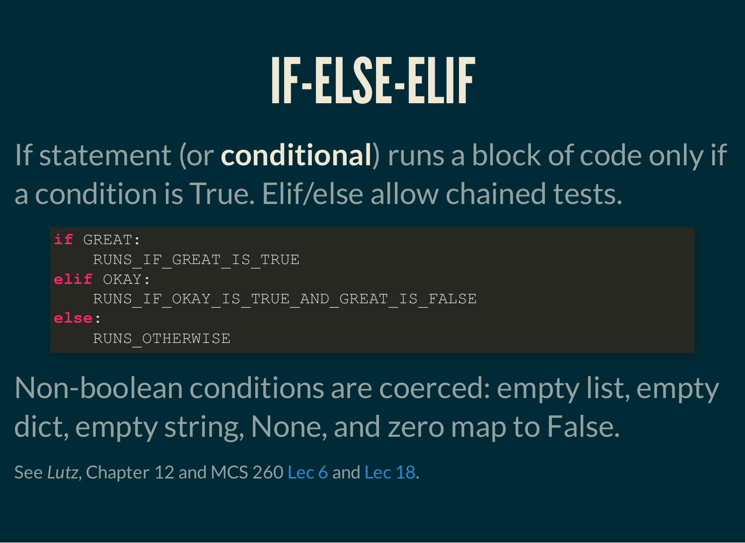# IF-ELSE-ELIF

If statement (or **conditional**) runs a block of code only if a condition is True. Elif/else allow chained tests.

```
if GREAT:
    RUNS_IF_GREAT_IS_TRUE
elif OKAY:
    RUNS_IF_OKAY_IS_TRUE_AND_GREAT_IS_FALSE
else:
    RUNS_OTHERWISE
```

Non-boolean conditions are coerced: empty list, empty dict, empty string, None, and zero map to False.

See *Lutz*, Chapter 12 and MCS 260 Lec 6 and Lec 18.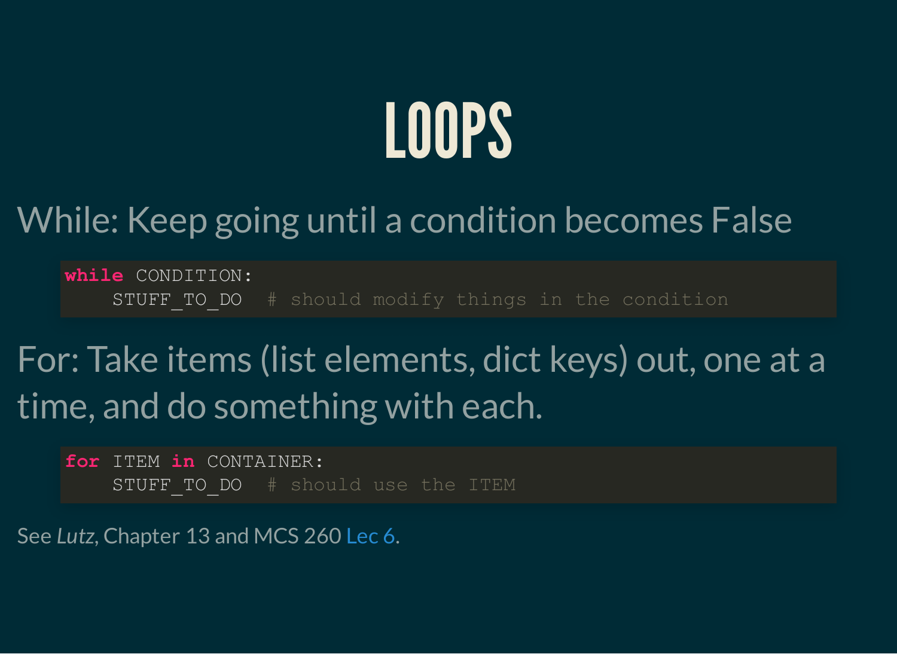# LOOPS

While: Keep going until a condition becomes False

```
while CONDITION:
    STUFF_TO_DO  # should modify things in the condition
```

For: Take items (list elements, dict keys) out, one at a time, and do something with each.

```
for ITEM in CONTAINER:
    STUFF_TO_DO  # should use the ITEM
```

See *Lutz*, Chapter 13 and MCS 260 Lec 6.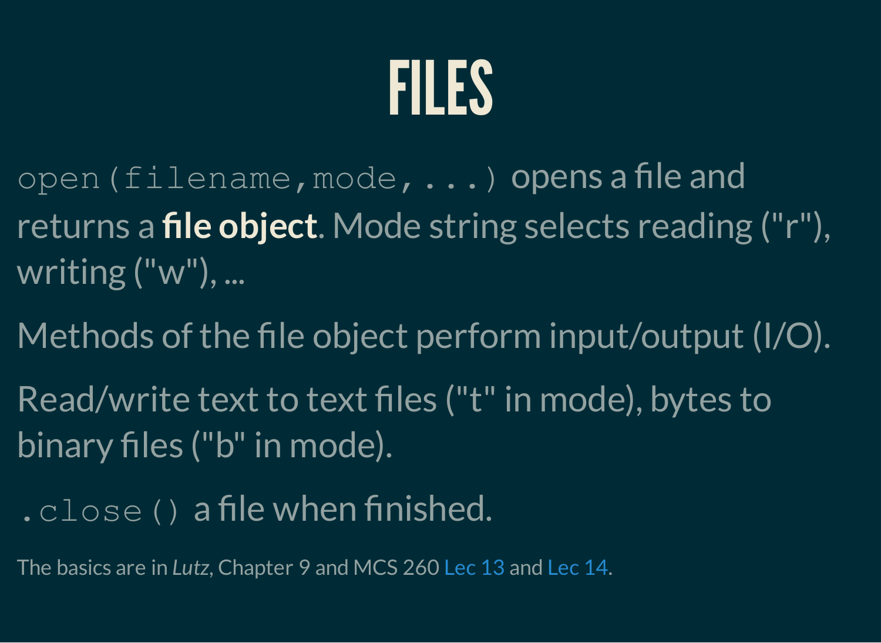# FILES

`open(filename,mode,...)` opens a file and returns a **file object**. Mode string selects reading ("r"), writing ("w"), ...

Methods of the file object perform input/output (I/O).

Read/write text to text files ("t" in mode), bytes to binary files ("b" in mode).

`.close()` a file when finished.

The basics are in *Lutz*, Chapter 9 and MCS 260 Lec 13 and Lec 14.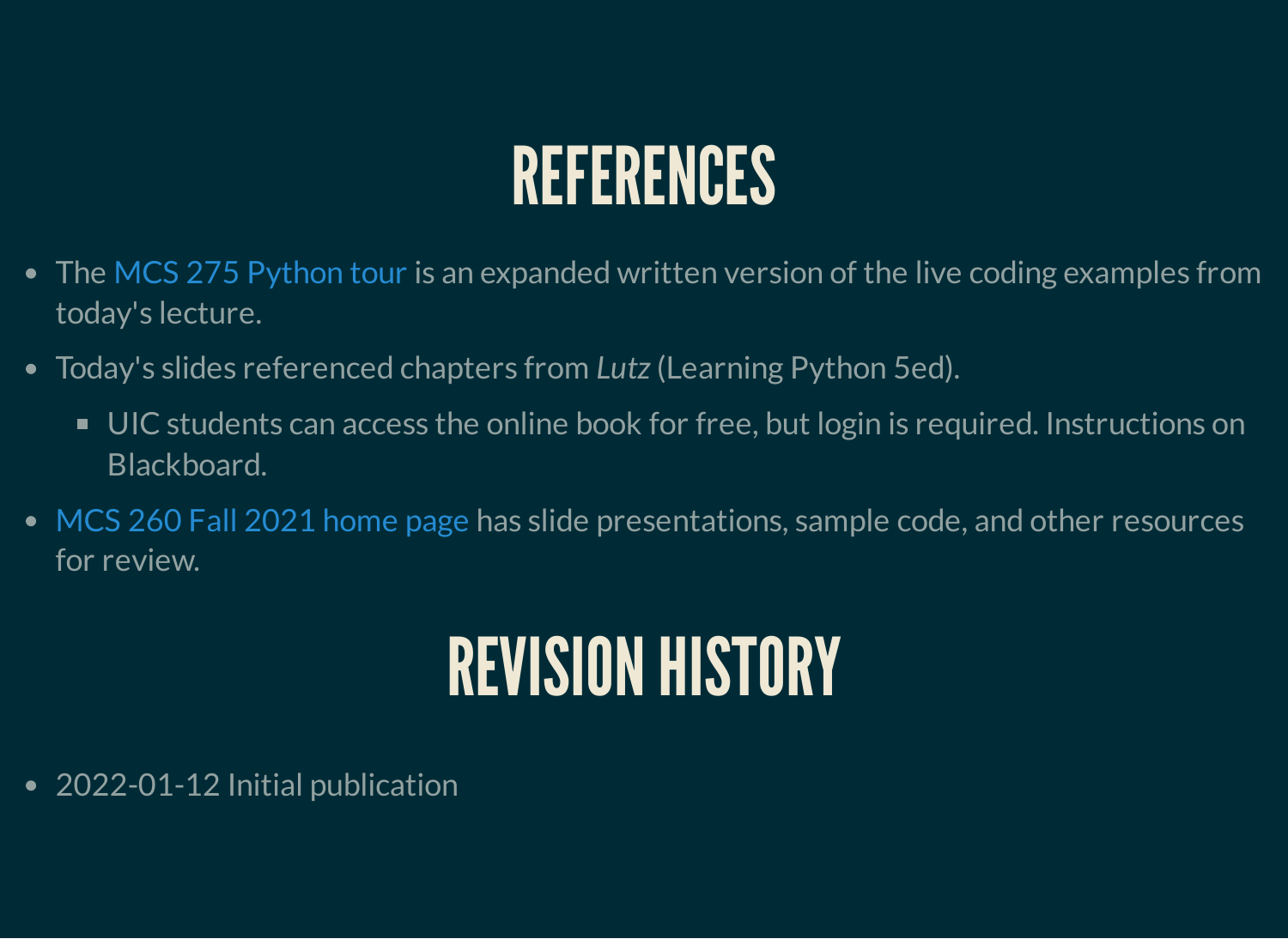# REFERENCES

- The MCS 275 Python tour is an expanded written version of the live coding examples from today's lecture.
- Today's slides referenced chapters from *Lutz* (Learning Python 5ed).
  - UIC students can access the online book for free, but login is required. Instructions on Blackboard.
- MCS 260 Fall 2021 home page has slide presentations, sample code, and other resources for review.

# REVISION HISTORY

- 2022-01-12 Initial publication